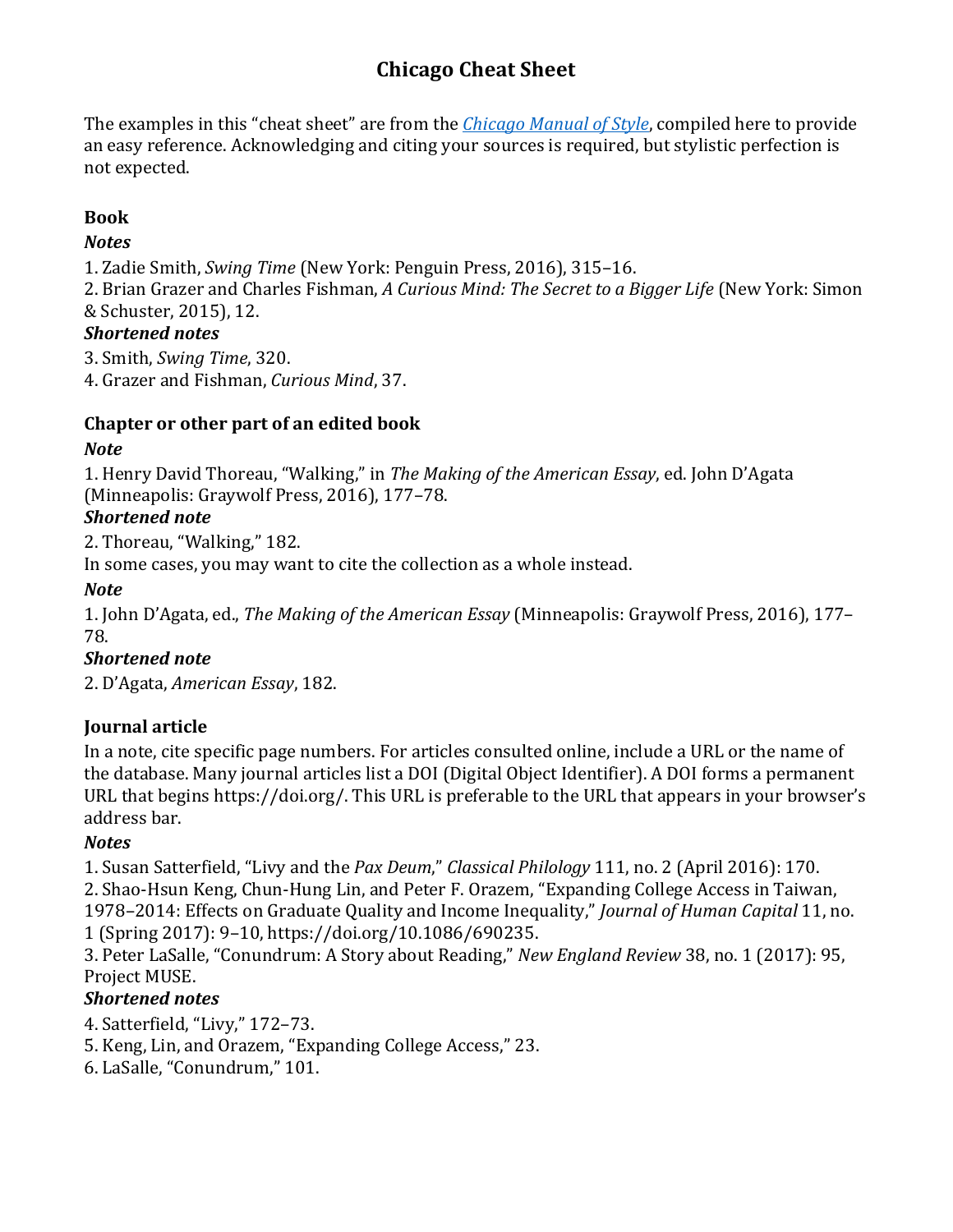# Chicago Cheat Sheet

The examples in this "cheat sheet" are from the [*Chicago Manual of Style*](), compiled here to provide an easy reference. Acknowledging and citing your sources is required, but stylistic perfection is not expected.

**Book**

***Notes***

1. Zadie Smith, *Swing Time* (New York: Penguin Press, 2016), 315–16.
2. Brian Grazer and Charles Fishman, *A Curious Mind: The Secret to a Bigger Life* (New York: Simon & Schuster, 2015), 12.

***Shortened notes***

3. Smith, *Swing Time*, 320.
4. Grazer and Fishman, *Curious Mind*, 37.

**Chapter or other part of an edited book**

***Note***

1. Henry David Thoreau, "Walking," in *The Making of the American Essay*, ed. John D'Agata (Minneapolis: Graywolf Press, 2016), 177–78.

***Shortened note***

2. Thoreau, "Walking," 182.

In some cases, you may want to cite the collection as a whole instead.

***Note***

1. John D'Agata, ed., *The Making of the American Essay* (Minneapolis: Graywolf Press, 2016), 177–78.

***Shortened note***

2. D'Agata, *American Essay*, 182.

**Journal article**

In a note, cite specific page numbers. For articles consulted online, include a URL or the name of the database. Many journal articles list a DOI (Digital Object Identifier). A DOI forms a permanent URL that begins https://doi.org/. This URL is preferable to the URL that appears in your browser's address bar.

***Notes***

1. Susan Satterfield, "Livy and the *Pax Deum*," *Classical Philology* 111, no. 2 (April 2016): 170.
2. Shao-Hsun Keng, Chun-Hung Lin, and Peter F. Orazem, "Expanding College Access in Taiwan, 1978–2014: Effects on Graduate Quality and Income Inequality," *Journal of Human Capital* 11, no. 1 (Spring 2017): 9–10, https://doi.org/10.1086/690235.
3. Peter LaSalle, "Conundrum: A Story about Reading," *New England Review* 38, no. 1 (2017): 95, Project MUSE.

***Shortened notes***

4. Satterfield, "Livy," 172–73.
5. Keng, Lin, and Orazem, "Expanding College Access," 23.
6. LaSalle, "Conundrum," 101.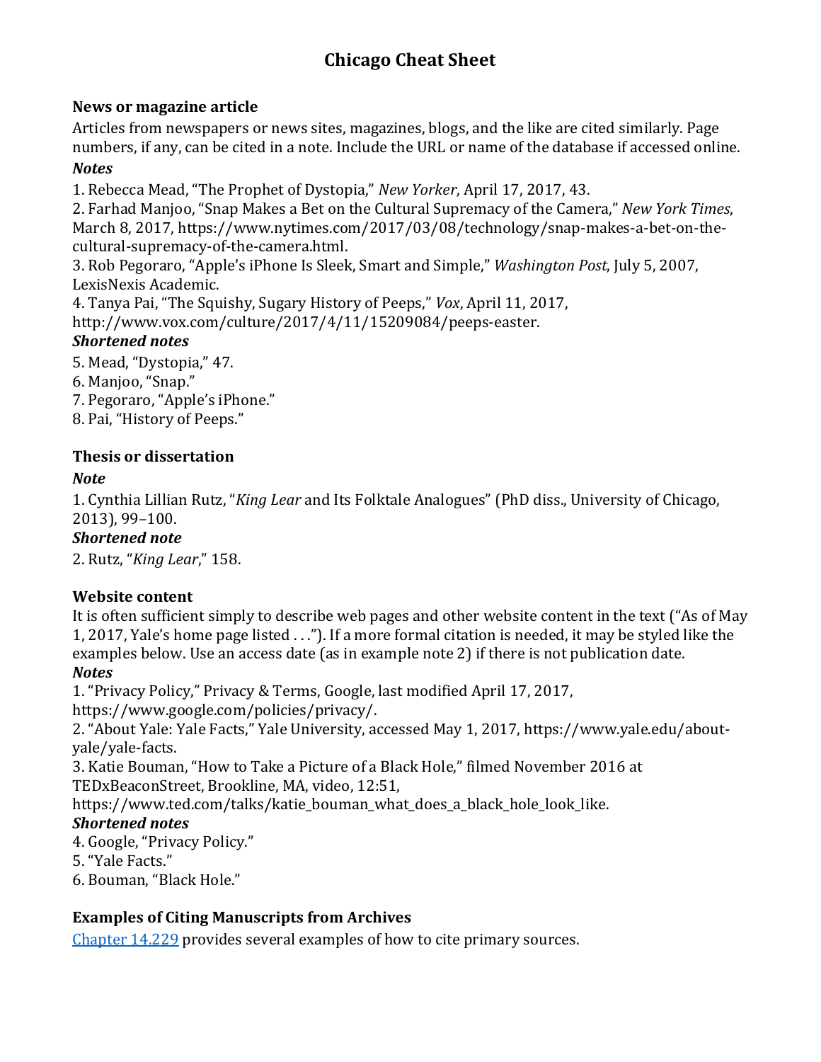# Chicago Cheat Sheet

**News or magazine article**

Articles from newspapers or news sites, magazines, blogs, and the like are cited similarly. Page numbers, if any, can be cited in a note. Include the URL or name of the database if accessed online.

***Notes***

1. Rebecca Mead, "The Prophet of Dystopia," *New Yorker*, April 17, 2017, 43.
2. Farhad Manjoo, "Snap Makes a Bet on the Cultural Supremacy of the Camera," *New York Times*, March 8, 2017, https://www.nytimes.com/2017/03/08/technology/snap-makes-a-bet-on-the-cultural-supremacy-of-the-camera.html.
3. Rob Pegoraro, "Apple's iPhone Is Sleek, Smart and Simple," *Washington Post*, July 5, 2007, LexisNexis Academic.
4. Tanya Pai, "The Squishy, Sugary History of Peeps," *Vox*, April 11, 2017, http://www.vox.com/culture/2017/4/11/15209084/peeps-easter.

***Shortened notes***

5. Mead, "Dystopia," 47.
6. Manjoo, "Snap."
7. Pegoraro, "Apple's iPhone."
8. Pai, "History of Peeps."

**Thesis or dissertation**

***Note***

1. Cynthia Lillian Rutz, "*King Lear* and Its Folktale Analogues" (PhD diss., University of Chicago, 2013), 99–100.

***Shortened note***

2. Rutz, "*King Lear*," 158.

**Website content**

It is often sufficient simply to describe web pages and other website content in the text ("As of May 1, 2017, Yale's home page listed . . ."). If a more formal citation is needed, it may be styled like the examples below. Use an access date (as in example note 2) if there is not publication date.

***Notes***

1. "Privacy Policy," Privacy & Terms, Google, last modified April 17, 2017, https://www.google.com/policies/privacy/.
2. "About Yale: Yale Facts," Yale University, accessed May 1, 2017, https://www.yale.edu/about-yale/yale-facts.
3. Katie Bouman, "How to Take a Picture of a Black Hole," filmed November 2016 at TEDxBeaconStreet, Brookline, MA, video, 12:51, https://www.ted.com/talks/katie_bouman_what_does_a_black_hole_look_like.

***Shortened notes***

4. Google, "Privacy Policy."
5. "Yale Facts."
6. Bouman, "Black Hole."

**Examples of Citing Manuscripts from Archives**

Chapter 14.229 provides several examples of how to cite primary sources.